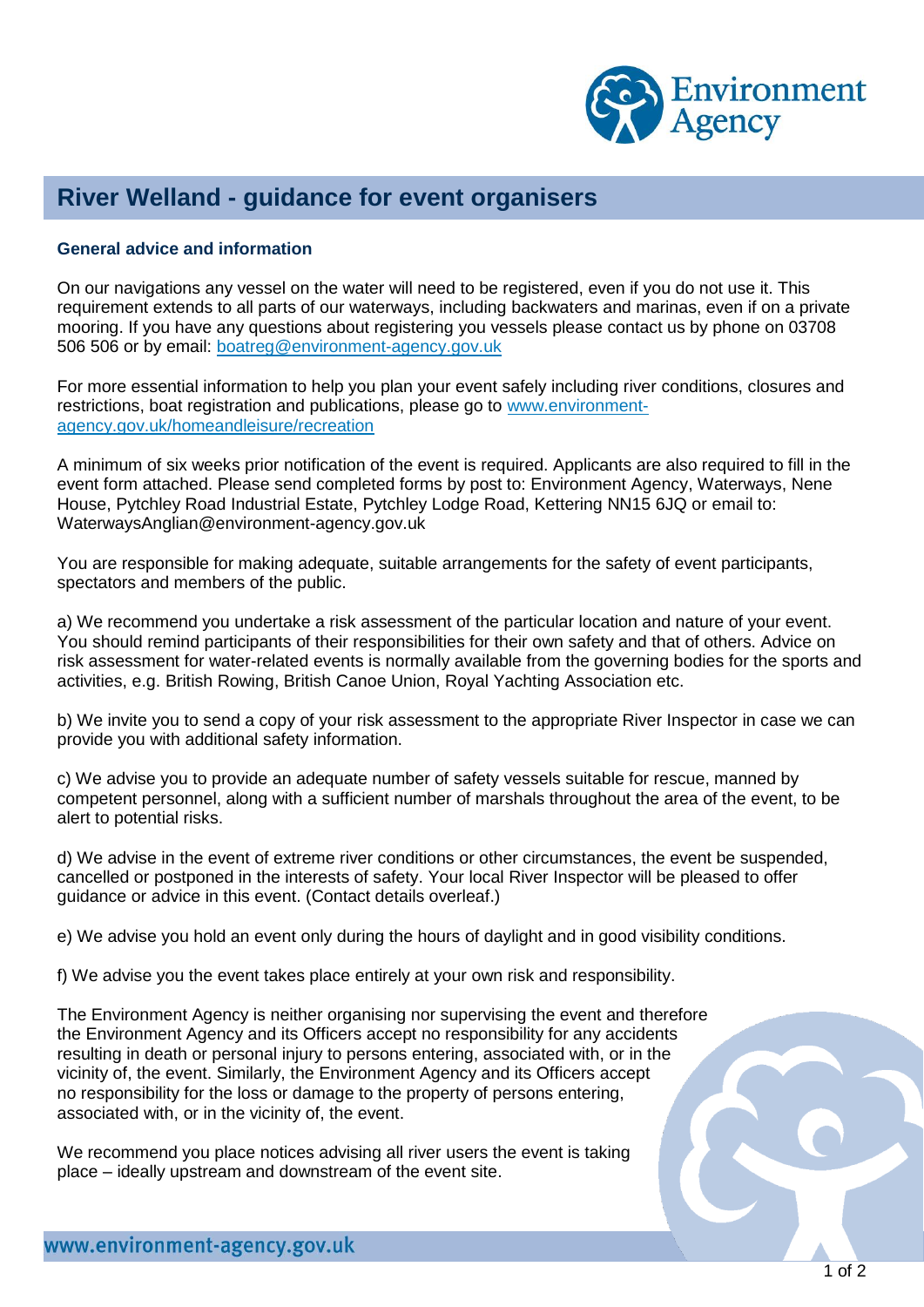# River Welland - guidance for event organisers

## General advice and information

On our navigations any vessel on the water will need to be registered, even if you do not use it. This requirement extends to all parts of our waterways, including backwaters and marinas, even if on a private mooring. If you have any questions about registering you vessels please contact us by phone on 03708 506 506 or by email: boatreg@environment-agency.gov.uk

For more essential information to help you plan your event safely including river conditions, closures and restrictions, boat registration and publications, please go to www.environment-agency.gov.uk/homeandleisure/recreation

A minimum of six weeks prior notification of the event is required. Applicants are also required to fill in the event form attached. Please send completed forms by post to: Environment Agency, Waterways, Nene House, Pytchley Road Industrial Estate, Pytchley Lodge Road, Kettering NN15 6JQ or email to: WaterwaysAnglian@environment-agency.gov.uk

You are responsible for making adequate, suitable arrangements for the safety of event participants, spectators and members of the public.

a) We recommend you undertake a risk assessment of the particular location and nature of your event. You should remind participants of their responsibilities for their own safety and that of others. Advice on risk assessment for water-related events is normally available from the governing bodies for the sports and activities, e.g. British Rowing, British Canoe Union, Royal Yachting Association etc.

b) We invite you to send a copy of your risk assessment to the appropriate River Inspector in case we can provide you with additional safety information.

c) We advise you to provide an adequate number of safety vessels suitable for rescue, manned by competent personnel, along with a sufficient number of marshals throughout the area of the event, to be alert to potential risks.

d) We advise in the event of extreme river conditions or other circumstances, the event be suspended, cancelled or postponed in the interests of safety. Your local River Inspector will be pleased to offer guidance or advice in this event. (Contact details overleaf.)

e) We advise you hold an event only during the hours of daylight and in good visibility conditions.

f) We advise you the event takes place entirely at your own risk and responsibility.

The Environment Agency is neither organising nor supervising the event and therefore the Environment Agency and its Officers accept no responsibility for any accidents resulting in death or personal injury to persons entering, associated with, or in the vicinity of, the event. Similarly, the Environment Agency and its Officers accept no responsibility for the loss or damage to the property of persons entering, associated with, or in the vicinity of, the event.

We recommend you place notices advising all river users the event is taking place – ideally upstream and downstream of the event site.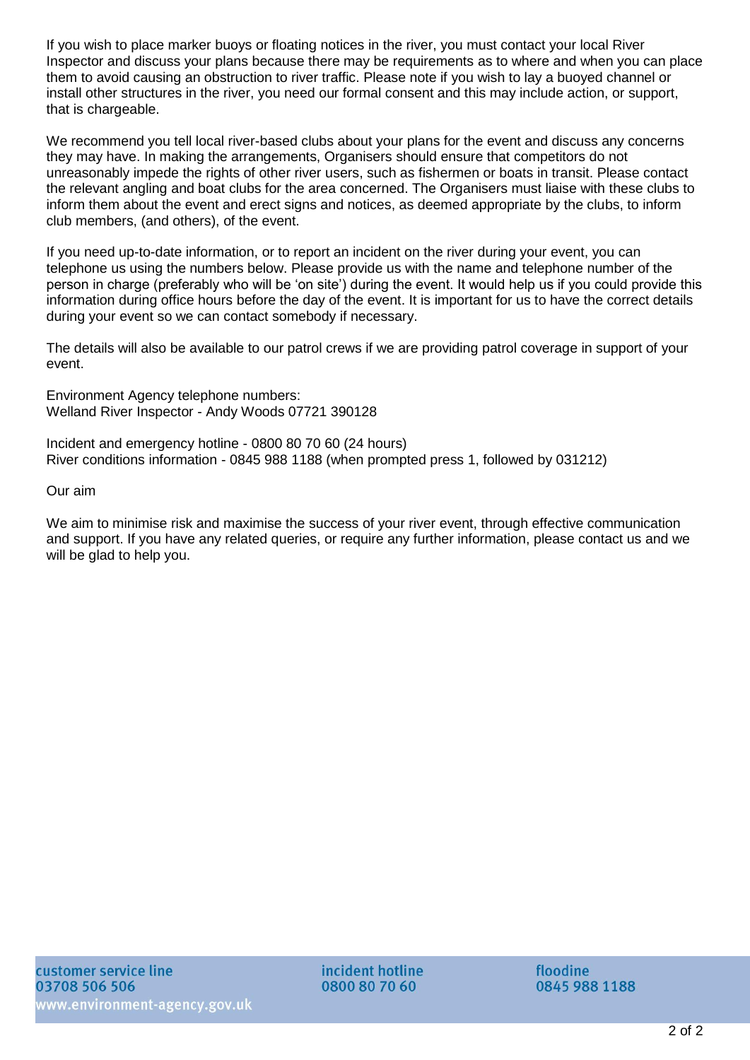If you wish to place marker buoys or floating notices in the river, you must contact your local River Inspector and discuss your plans because there may be requirements as to where and when you can place them to avoid causing an obstruction to river traffic. Please note if you wish to lay a buoyed channel or install other structures in the river, you need our formal consent and this may include action, or support, that is chargeable.

We recommend you tell local river-based clubs about your plans for the event and discuss any concerns they may have. In making the arrangements, Organisers should ensure that competitors do not unreasonably impede the rights of other river users, such as fishermen or boats in transit. Please contact the relevant angling and boat clubs for the area concerned. The Organisers must liaise with these clubs to inform them about the event and erect signs and notices, as deemed appropriate by the clubs, to inform club members, (and others), of the event.

If you need up-to-date information, or to report an incident on the river during your event, you can telephone us using the numbers below. Please provide us with the name and telephone number of the person in charge (preferably who will be 'on site') during the event. It would help us if you could provide this information during office hours before the day of the event. It is important for us to have the correct details during your event so we can contact somebody if necessary.

The details will also be available to our patrol crews if we are providing patrol coverage in support of your event.

Environment Agency telephone numbers:
Welland River Inspector - Andy Woods 07721 390128

Incident and emergency hotline - 0800 80 70 60 (24 hours)
River conditions information - 0845 988 1188 (when prompted press 1, followed by 031212)

Our aim

We aim to minimise risk and maximise the success of your river event, through effective communication and support. If you have any related queries, or require any further information, please contact us and we will be glad to help you.

customer service line
03708 506 506
www.environment-agency.gov.uk

incident hotline
0800 80 70 60

floodline
0845 988 1188